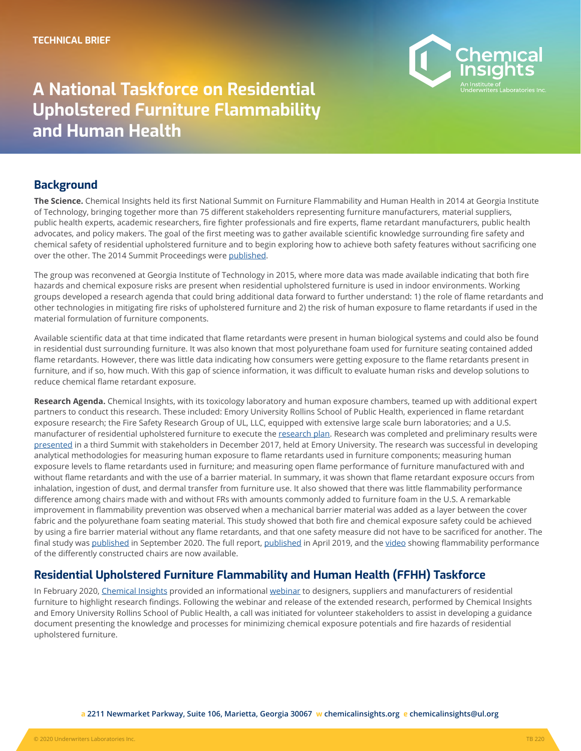TECHNICAL BRIEF

# A National Taskforce on Residential Upholstered Furniture Flammability and Human Health

## Background

**The Science.** Chemical Insights held its first National Summit on Furniture Flammability and Human Health in 2014 at Georgia Institute of Technology, bringing together more than 75 different stakeholders representing furniture manufacturers, material suppliers, public health experts, academic researchers, fire fighter professionals and fire experts, flame retardant manufacturers, public health advocates, and policy makers. The goal of the first meeting was to gather available scientific knowledge surrounding fire safety and chemical safety of residential upholstered furniture and to begin exploring how to achieve both safety features without sacrificing one over the other. The 2014 Summit Proceedings were published.

The group was reconvened at Georgia Institute of Technology in 2015, where more data was made available indicating that both fire hazards and chemical exposure risks are present when residential upholstered furniture is used in indoor environments. Working groups developed a research agenda that could bring additional data forward to further understand: 1) the role of flame retardants and other technologies in mitigating fire risks of upholstered furniture and 2) the risk of human exposure to flame retardants if used in the material formulation of furniture components.

Available scientific data at that time indicated that flame retardants were present in human biological systems and could also be found in residential dust surrounding furniture. It was also known that most polyurethane foam used for furniture seating contained added flame retardants. However, there was little data indicating how consumers were getting exposure to the flame retardants present in furniture, and if so, how much. With this gap of science information, it was difficult to evaluate human risks and develop solutions to reduce chemical flame retardant exposure.

**Research Agenda.** Chemical Insights, with its toxicology laboratory and human exposure chambers, teamed up with additional expert partners to conduct this research. These included: Emory University Rollins School of Public Health, experienced in flame retardant exposure research; the Fire Safety Research Group of UL, LLC, equipped with extensive large scale burn laboratories; and a U.S. manufacturer of residential upholstered furniture to execute the research plan. Research was completed and preliminary results were presented in a third Summit with stakeholders in December 2017, held at Emory University. The research was successful in developing analytical methodologies for measuring human exposure to flame retardants used in furniture components; measuring human exposure levels to flame retardants used in furniture; and measuring open flame performance of furniture manufactured with and without flame retardants and with the use of a barrier material. In summary, it was shown that flame retardant exposure occurs from inhalation, ingestion of dust, and dermal transfer from furniture use. It also showed that there was little flammability performance difference among chairs made with and without FRs with amounts commonly added to furniture foam in the U.S. A remarkable improvement in flammability prevention was observed when a mechanical barrier material was added as a layer between the cover fabric and the polyurethane foam seating material. This study showed that both fire and chemical exposure safety could be achieved by using a fire barrier material without any flame retardants, and that one safety measure did not have to be sacrificed for another. The final study was published in September 2020. The full report, published in April 2019, and the video showing flammability performance of the differently constructed chairs are now available.

## Residential Upholstered Furniture Flammability and Human Health (FFHH) Taskforce

In February 2020, Chemical Insights provided an informational webinar to designers, suppliers and manufacturers of residential furniture to highlight research findings. Following the webinar and release of the extended research, performed by Chemical Insights and Emory University Rollins School of Public Health, a call was initiated for volunteer stakeholders to assist in developing a guidance document presenting the knowledge and processes for minimizing chemical exposure potentials and fire hazards of residential upholstered furniture.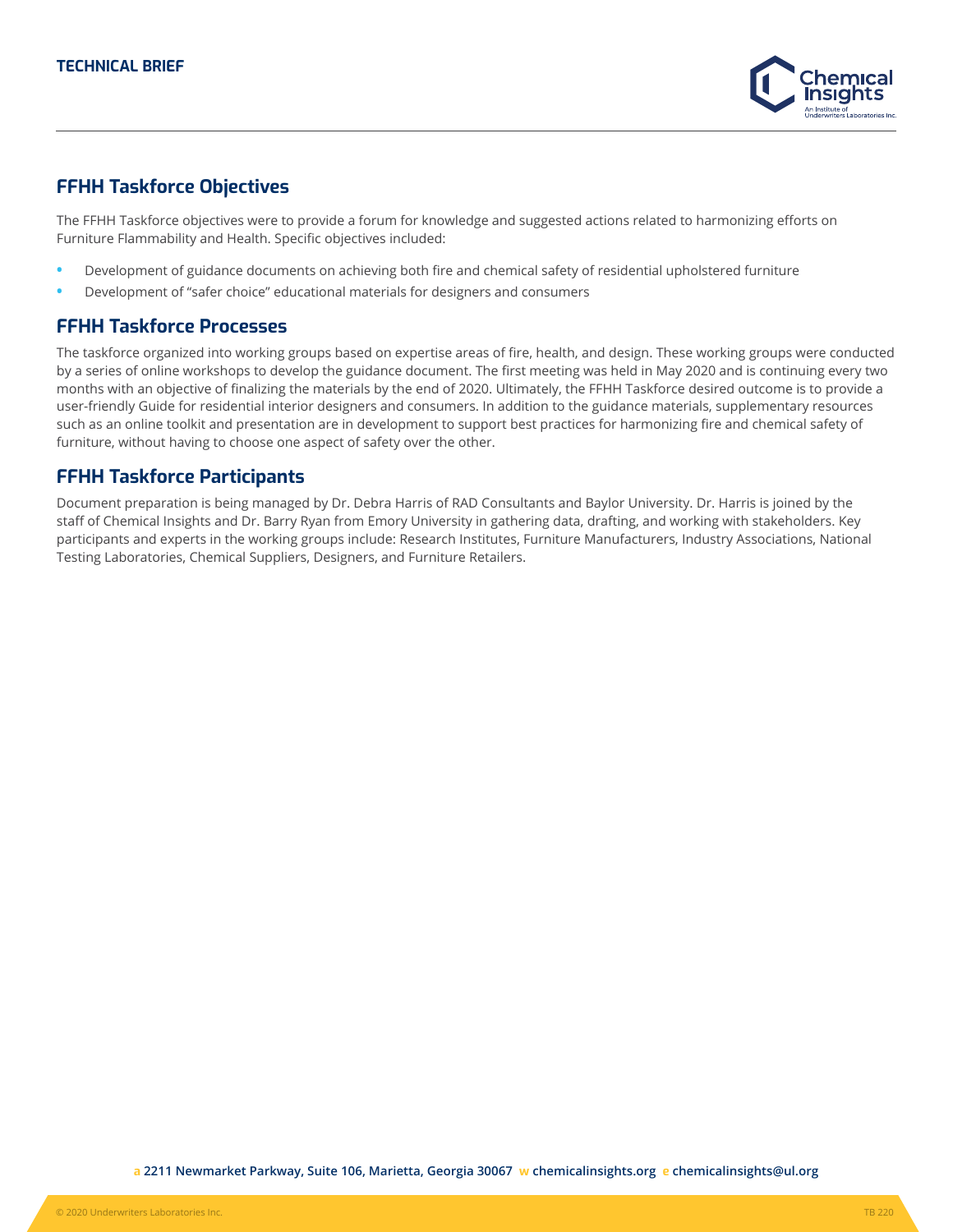## FFHH Taskforce Objectives

The FFHH Taskforce objectives were to provide a forum for knowledge and suggested actions related to harmonizing efforts on Furniture Flammability and Health. Specific objectives included:

- Development of guidance documents on achieving both fire and chemical safety of residential upholstered furniture
- Development of "safer choice" educational materials for designers and consumers

## FFHH Taskforce Processes

The taskforce organized into working groups based on expertise areas of fire, health, and design. These working groups were conducted by a series of online workshops to develop the guidance document. The first meeting was held in May 2020 and is continuing every two months with an objective of finalizing the materials by the end of 2020. Ultimately, the FFHH Taskforce desired outcome is to provide a user-friendly Guide for residential interior designers and consumers. In addition to the guidance materials, supplementary resources such as an online toolkit and presentation are in development to support best practices for harmonizing fire and chemical safety of furniture, without having to choose one aspect of safety over the other.

## FFHH Taskforce Participants

Document preparation is being managed by Dr. Debra Harris of RAD Consultants and Baylor University. Dr. Harris is joined by the staff of Chemical Insights and Dr. Barry Ryan from Emory University in gathering data, drafting, and working with stakeholders. Key participants and experts in the working groups include: Research Institutes, Furniture Manufacturers, Industry Associations, National Testing Laboratories, Chemical Suppliers, Designers, and Furniture Retailers.